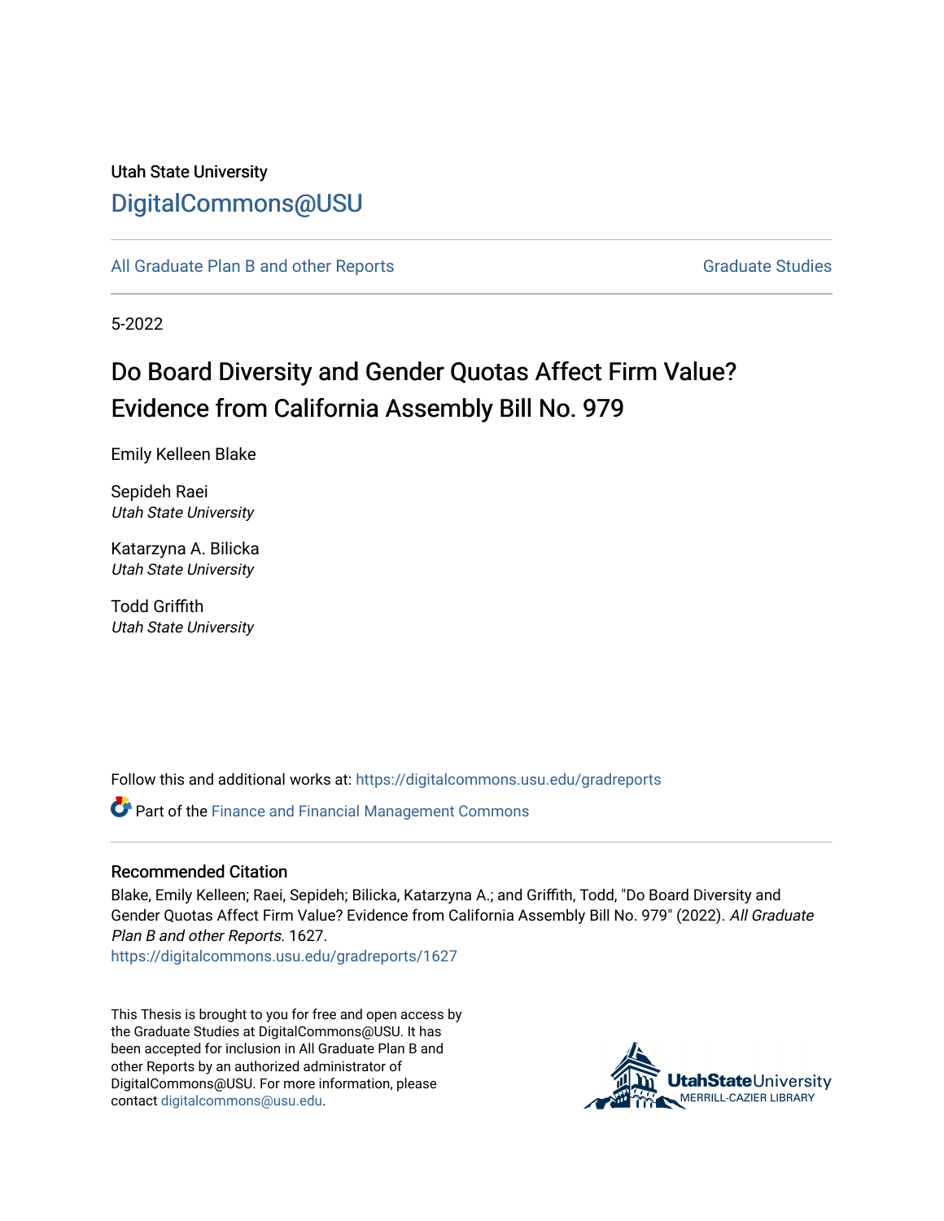Utah State University

DigitalCommons@USU

All Graduate Plan B and other Reports

Graduate Studies

5-2022

# Do Board Diversity and Gender Quotas Affect Firm Value? Evidence from California Assembly Bill No. 979

Emily Kelleen Blake

Sepideh Raei
*Utah State University*

Katarzyna A. Bilicka
*Utah State University*

Todd Griffith
*Utah State University*

Follow this and additional works at: https://digitalcommons.usu.edu/gradreports

Part of the Finance and Financial Management Commons

## Recommended Citation

Blake, Emily Kelleen; Raei, Sepideh; Bilicka, Katarzyna A.; and Griffith, Todd, "Do Board Diversity and Gender Quotas Affect Firm Value? Evidence from California Assembly Bill No. 979" (2022). *All Graduate Plan B and other Reports*. 1627.
https://digitalcommons.usu.edu/gradreports/1627

This Thesis is brought to you for free and open access by the Graduate Studies at DigitalCommons@USU. It has been accepted for inclusion in All Graduate Plan B and other Reports by an authorized administrator of DigitalCommons@USU. For more information, please contact digitalcommons@usu.edu.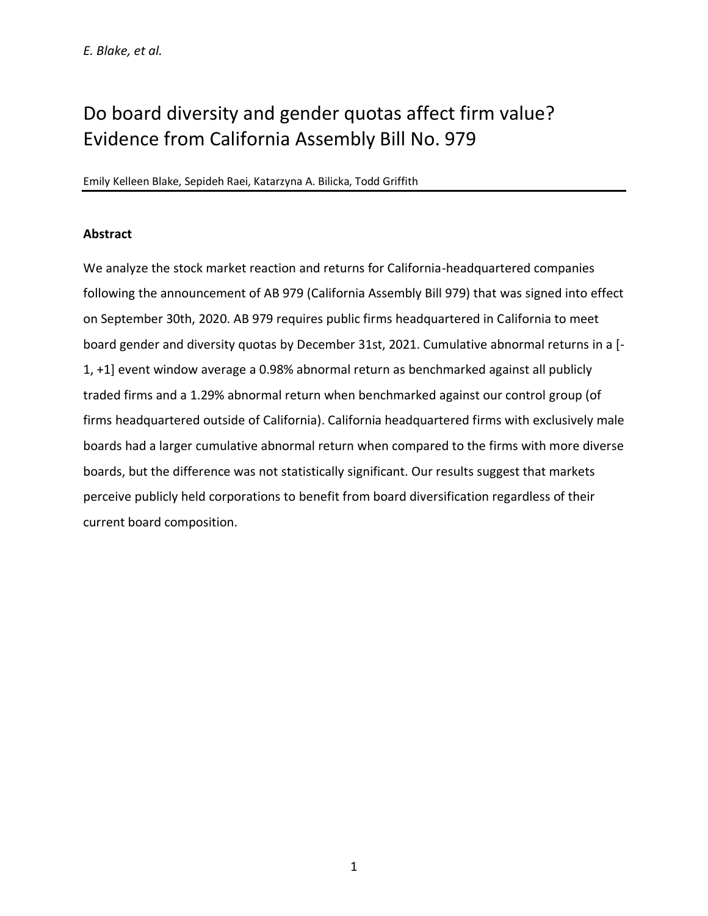# Do board diversity and gender quotas affect firm value? Evidence from California Assembly Bill No. 979

Emily Kelleen Blake, Sepideh Raei, Katarzyna A. Bilicka, Todd Griffith

**Abstract**

We analyze the stock market reaction and returns for California-headquartered companies following the announcement of AB 979 (California Assembly Bill 979) that was signed into effect on September 30th, 2020. AB 979 requires public firms headquartered in California to meet board gender and diversity quotas by December 31st, 2021. Cumulative abnormal returns in a [-1, +1] event window average a 0.98% abnormal return as benchmarked against all publicly traded firms and a 1.29% abnormal return when benchmarked against our control group (of firms headquartered outside of California). California headquartered firms with exclusively male boards had a larger cumulative abnormal return when compared to the firms with more diverse boards, but the difference was not statistically significant. Our results suggest that markets perceive publicly held corporations to benefit from board diversification regardless of their current board composition.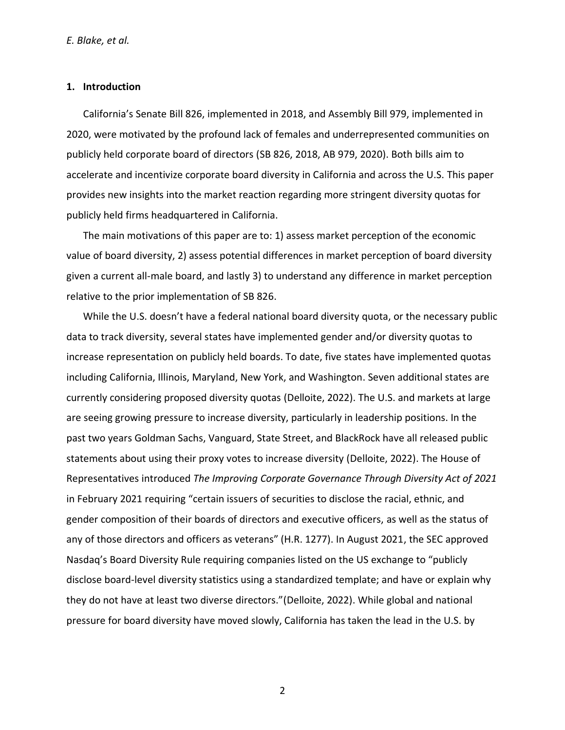## 1. Introduction

California's Senate Bill 826, implemented in 2018, and Assembly Bill 979, implemented in 2020, were motivated by the profound lack of females and underrepresented communities on publicly held corporate board of directors (SB 826, 2018, AB 979, 2020). Both bills aim to accelerate and incentivize corporate board diversity in California and across the U.S. This paper provides new insights into the market reaction regarding more stringent diversity quotas for publicly held firms headquartered in California.

The main motivations of this paper are to: 1) assess market perception of the economic value of board diversity, 2) assess potential differences in market perception of board diversity given a current all-male board, and lastly 3) to understand any difference in market perception relative to the prior implementation of SB 826.

While the U.S. doesn't have a federal national board diversity quota, or the necessary public data to track diversity, several states have implemented gender and/or diversity quotas to increase representation on publicly held boards. To date, five states have implemented quotas including California, Illinois, Maryland, New York, and Washington. Seven additional states are currently considering proposed diversity quotas (Delloite, 2022). The U.S. and markets at large are seeing growing pressure to increase diversity, particularly in leadership positions. In the past two years Goldman Sachs, Vanguard, State Street, and BlackRock have all released public statements about using their proxy votes to increase diversity (Delloite, 2022). The House of Representatives introduced *The Improving Corporate Governance Through Diversity Act of 2021* in February 2021 requiring "certain issuers of securities to disclose the racial, ethnic, and gender composition of their boards of directors and executive officers, as well as the status of any of those directors and officers as veterans" (H.R. 1277). In August 2021, the SEC approved Nasdaq's Board Diversity Rule requiring companies listed on the US exchange to "publicly disclose board-level diversity statistics using a standardized template; and have or explain why they do not have at least two diverse directors."(Delloite, 2022). While global and national pressure for board diversity have moved slowly, California has taken the lead in the U.S. by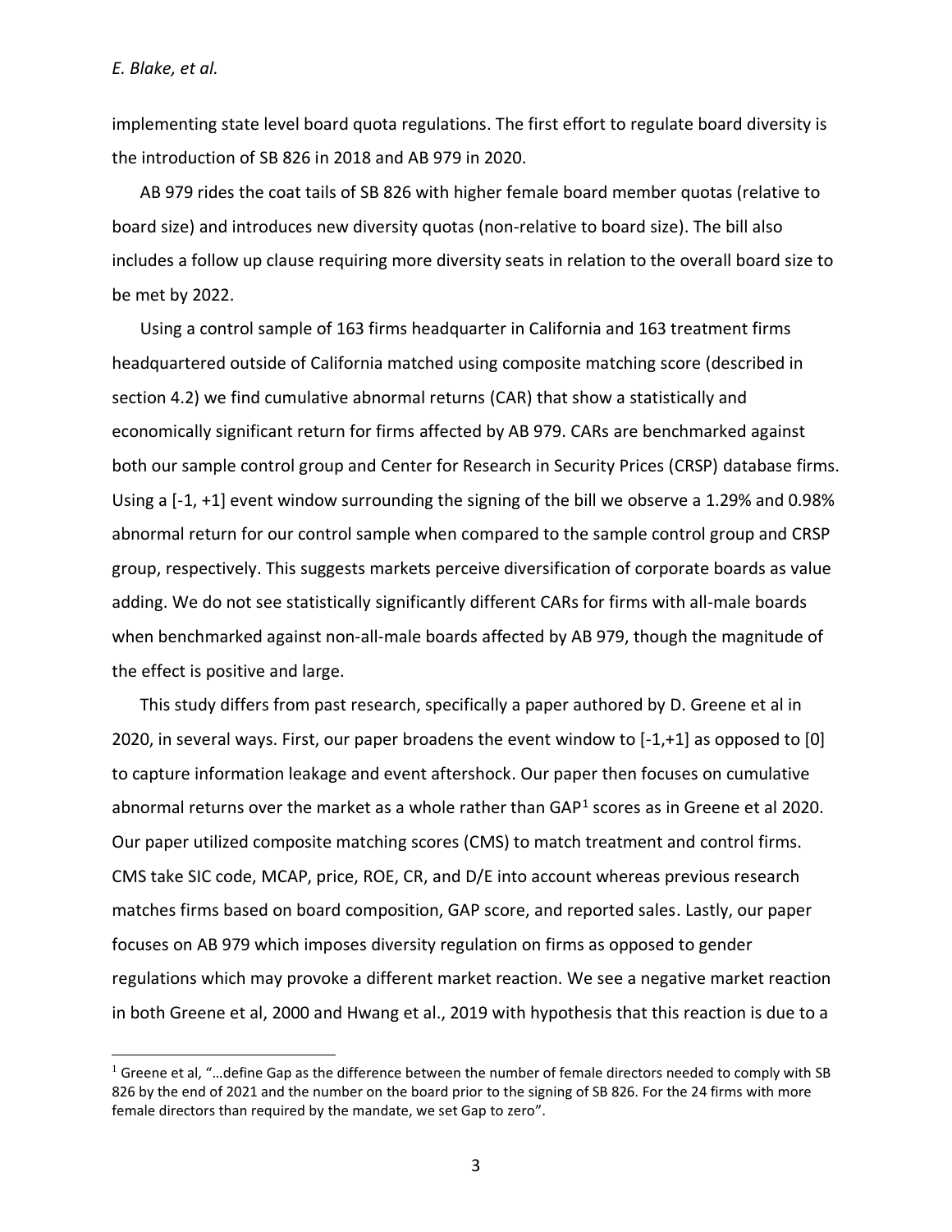implementing state level board quota regulations. The first effort to regulate board diversity is the introduction of SB 826 in 2018 and AB 979 in 2020.

AB 979 rides the coat tails of SB 826 with higher female board member quotas (relative to board size) and introduces new diversity quotas (non-relative to board size). The bill also includes a follow up clause requiring more diversity seats in relation to the overall board size to be met by 2022.

Using a control sample of 163 firms headquarter in California and 163 treatment firms headquartered outside of California matched using composite matching score (described in section 4.2) we find cumulative abnormal returns (CAR) that show a statistically and economically significant return for firms affected by AB 979. CARs are benchmarked against both our sample control group and Center for Research in Security Prices (CRSP) database firms. Using a [-1, +1] event window surrounding the signing of the bill we observe a 1.29% and 0.98% abnormal return for our control sample when compared to the sample control group and CRSP group, respectively. This suggests markets perceive diversification of corporate boards as value adding. We do not see statistically significantly different CARs for firms with all-male boards when benchmarked against non-all-male boards affected by AB 979, though the magnitude of the effect is positive and large.

This study differs from past research, specifically a paper authored by D. Greene et al in 2020, in several ways. First, our paper broadens the event window to [-1,+1] as opposed to [0] to capture information leakage and event aftershock. Our paper then focuses on cumulative abnormal returns over the market as a whole rather than GAP[1] scores as in Greene et al 2020. Our paper utilized composite matching scores (CMS) to match treatment and control firms. CMS take SIC code, MCAP, price, ROE, CR, and D/E into account whereas previous research matches firms based on board composition, GAP score, and reported sales. Lastly, our paper focuses on AB 979 which imposes diversity regulation on firms as opposed to gender regulations which may provoke a different market reaction. We see a negative market reaction in both Greene et al, 2000 and Hwang et al., 2019 with hypothesis that this reaction is due to a

[1] Greene et al, "…define Gap as the difference between the number of female directors needed to comply with SB 826 by the end of 2021 and the number on the board prior to the signing of SB 826. For the 24 firms with more female directors than required by the mandate, we set Gap to zero".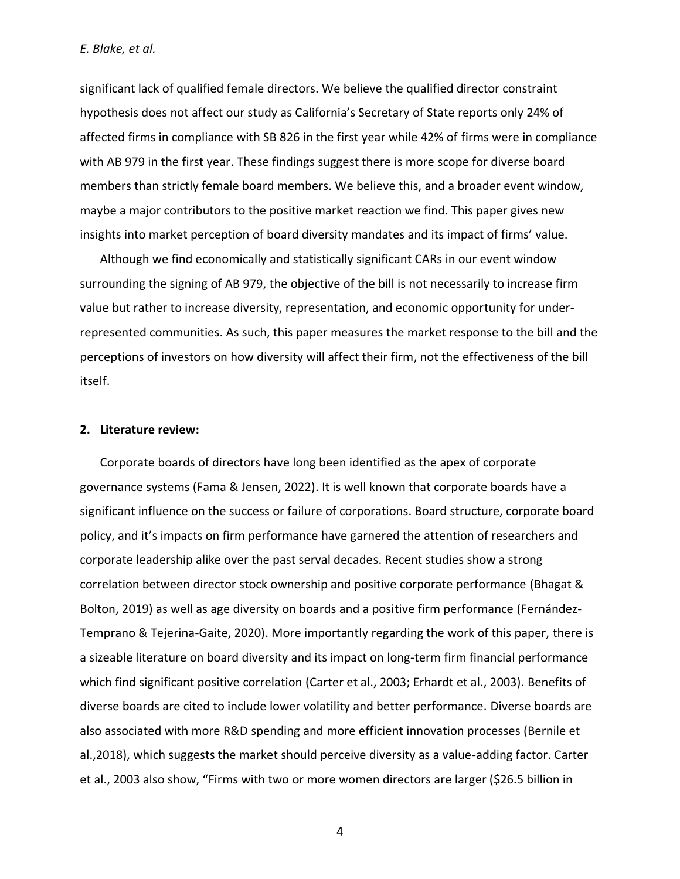significant lack of qualified female directors. We believe the qualified director constraint hypothesis does not affect our study as California's Secretary of State reports only 24% of affected firms in compliance with SB 826 in the first year while 42% of firms were in compliance with AB 979 in the first year. These findings suggest there is more scope for diverse board members than strictly female board members. We believe this, and a broader event window, maybe a major contributors to the positive market reaction we find. This paper gives new insights into market perception of board diversity mandates and its impact of firms' value.

Although we find economically and statistically significant CARs in our event window surrounding the signing of AB 979, the objective of the bill is not necessarily to increase firm value but rather to increase diversity, representation, and economic opportunity for under-represented communities. As such, this paper measures the market response to the bill and the perceptions of investors on how diversity will affect their firm, not the effectiveness of the bill itself.

## 2. Literature review:

Corporate boards of directors have long been identified as the apex of corporate governance systems (Fama & Jensen, 2022). It is well known that corporate boards have a significant influence on the success or failure of corporations. Board structure, corporate board policy, and it's impacts on firm performance have garnered the attention of researchers and corporate leadership alike over the past serval decades. Recent studies show a strong correlation between director stock ownership and positive corporate performance (Bhagat & Bolton, 2019) as well as age diversity on boards and a positive firm performance (Fernández-Temprano & Tejerina-Gaite, 2020). More importantly regarding the work of this paper, there is a sizeable literature on board diversity and its impact on long-term firm financial performance which find significant positive correlation (Carter et al., 2003; Erhardt et al., 2003). Benefits of diverse boards are cited to include lower volatility and better performance. Diverse boards are also associated with more R&D spending and more efficient innovation processes (Bernile et al.,2018), which suggests the market should perceive diversity as a value-adding factor. Carter et al., 2003 also show, "Firms with two or more women directors are larger ($26.5 billion in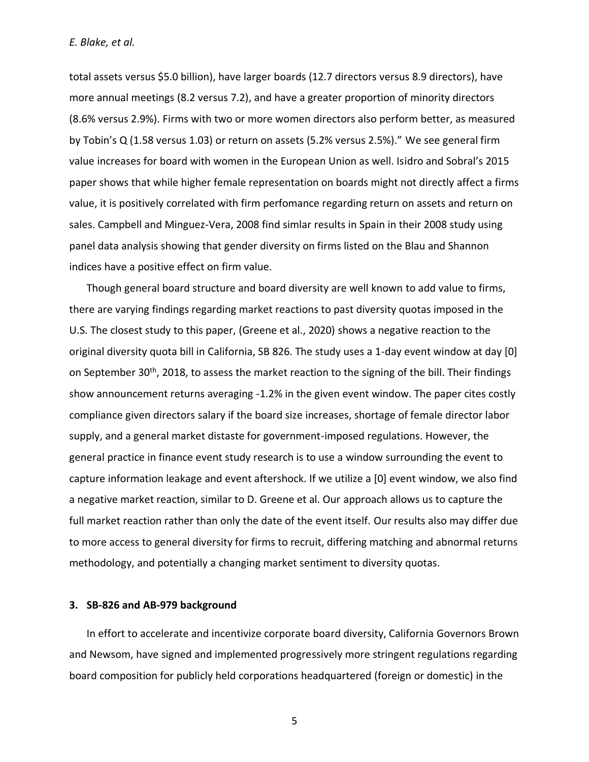total assets versus $5.0 billion), have larger boards (12.7 directors versus 8.9 directors), have more annual meetings (8.2 versus 7.2), and have a greater proportion of minority directors (8.6% versus 2.9%). Firms with two or more women directors also perform better, as measured by Tobin's Q (1.58 versus 1.03) or return on assets (5.2% versus 2.5%)." We see general firm value increases for board with women in the European Union as well. Isidro and Sobral's 2015 paper shows that while higher female representation on boards might not directly affect a firms value, it is positively correlated with firm perfomance regarding return on assets and return on sales. Campbell and Minguez-Vera, 2008 find simlar results in Spain in their 2008 study using panel data analysis showing that gender diversity on firms listed on the Blau and Shannon indices have a positive effect on firm value.

Though general board structure and board diversity are well known to add value to firms, there are varying findings regarding market reactions to past diversity quotas imposed in the U.S. The closest study to this paper, (Greene et al., 2020) shows a negative reaction to the original diversity quota bill in California, SB 826. The study uses a 1-day event window at day [0] on September 30th, 2018, to assess the market reaction to the signing of the bill. Their findings show announcement returns averaging -1.2% in the given event window. The paper cites costly compliance given directors salary if the board size increases, shortage of female director labor supply, and a general market distaste for government-imposed regulations. However, the general practice in finance event study research is to use a window surrounding the event to capture information leakage and event aftershock. If we utilize a [0] event window, we also find a negative market reaction, similar to D. Greene et al. Our approach allows us to capture the full market reaction rather than only the date of the event itself. Our results also may differ due to more access to general diversity for firms to recruit, differing matching and abnormal returns methodology, and potentially a changing market sentiment to diversity quotas.

## 3. SB-826 and AB-979 background

In effort to accelerate and incentivize corporate board diversity, California Governors Brown and Newsom, have signed and implemented progressively more stringent regulations regarding board composition for publicly held corporations headquartered (foreign or domestic) in the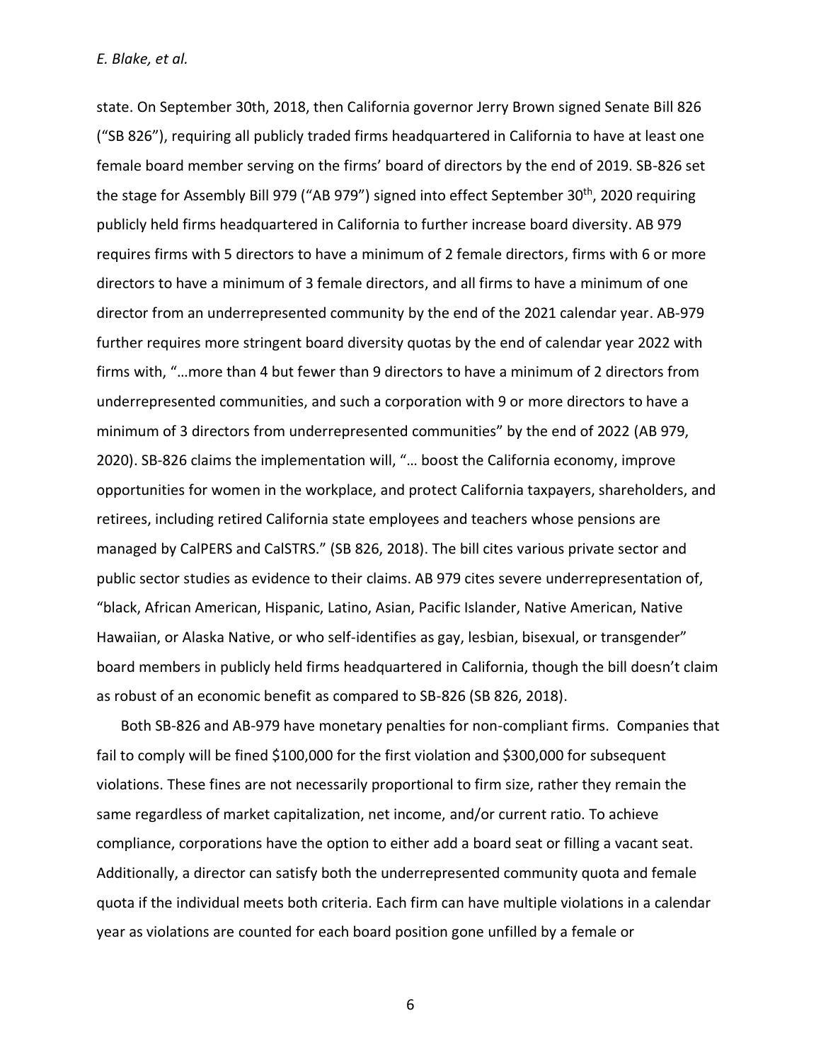state. On September 30th, 2018, then California governor Jerry Brown signed Senate Bill 826 ("SB 826"), requiring all publicly traded firms headquartered in California to have at least one female board member serving on the firms' board of directors by the end of 2019. SB-826 set the stage for Assembly Bill 979 ("AB 979") signed into effect September 30th, 2020 requiring publicly held firms headquartered in California to further increase board diversity. AB 979 requires firms with 5 directors to have a minimum of 2 female directors, firms with 6 or more directors to have a minimum of 3 female directors, and all firms to have a minimum of one director from an underrepresented community by the end of the 2021 calendar year. AB-979 further requires more stringent board diversity quotas by the end of calendar year 2022 with firms with, "…more than 4 but fewer than 9 directors to have a minimum of 2 directors from underrepresented communities, and such a corporation with 9 or more directors to have a minimum of 3 directors from underrepresented communities" by the end of 2022 (AB 979, 2020). SB-826 claims the implementation will, "… boost the California economy, improve opportunities for women in the workplace, and protect California taxpayers, shareholders, and retirees, including retired California state employees and teachers whose pensions are managed by CalPERS and CalSTRS." (SB 826, 2018). The bill cites various private sector and public sector studies as evidence to their claims. AB 979 cites severe underrepresentation of, "black, African American, Hispanic, Latino, Asian, Pacific Islander, Native American, Native Hawaiian, or Alaska Native, or who self-identifies as gay, lesbian, bisexual, or transgender" board members in publicly held firms headquartered in California, though the bill doesn't claim as robust of an economic benefit as compared to SB-826 (SB 826, 2018).

Both SB-826 and AB-979 have monetary penalties for non-compliant firms. Companies that fail to comply will be fined $100,000 for the first violation and $300,000 for subsequent violations. These fines are not necessarily proportional to firm size, rather they remain the same regardless of market capitalization, net income, and/or current ratio. To achieve compliance, corporations have the option to either add a board seat or filling a vacant seat. Additionally, a director can satisfy both the underrepresented community quota and female quota if the individual meets both criteria. Each firm can have multiple violations in a calendar year as violations are counted for each board position gone unfilled by a female or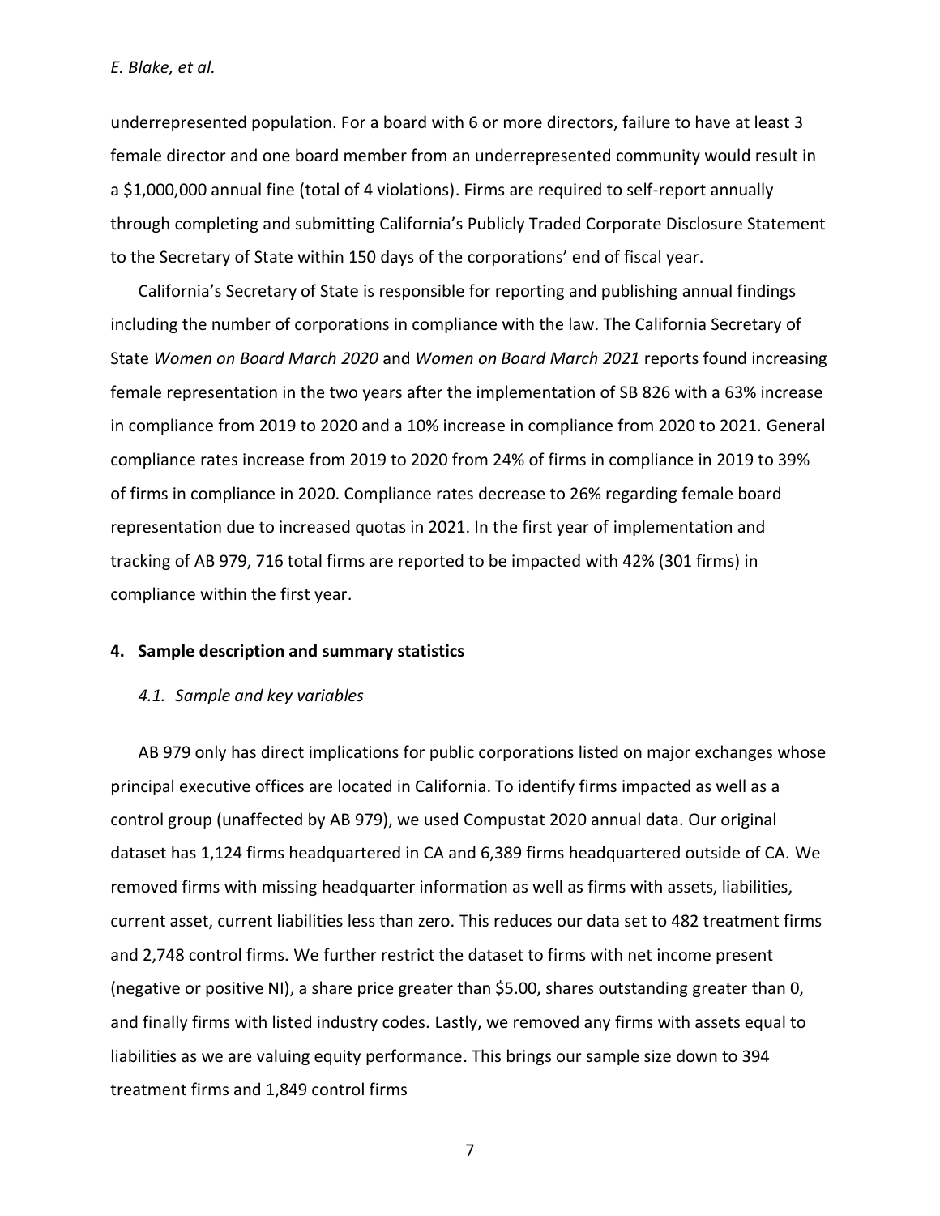underrepresented population. For a board with 6 or more directors, failure to have at least 3 female director and one board member from an underrepresented community would result in a $1,000,000 annual fine (total of 4 violations). Firms are required to self-report annually through completing and submitting California's Publicly Traded Corporate Disclosure Statement to the Secretary of State within 150 days of the corporations' end of fiscal year.

California's Secretary of State is responsible for reporting and publishing annual findings including the number of corporations in compliance with the law. The California Secretary of State *Women on Board March 2020* and *Women on Board March 2021* reports found increasing female representation in the two years after the implementation of SB 826 with a 63% increase in compliance from 2019 to 2020 and a 10% increase in compliance from 2020 to 2021. General compliance rates increase from 2019 to 2020 from 24% of firms in compliance in 2019 to 39% of firms in compliance in 2020. Compliance rates decrease to 26% regarding female board representation due to increased quotas in 2021. In the first year of implementation and tracking of AB 979, 716 total firms are reported to be impacted with 42% (301 firms) in compliance within the first year.

## 4. Sample description and summary statistics

### *4.1. Sample and key variables*

AB 979 only has direct implications for public corporations listed on major exchanges whose principal executive offices are located in California. To identify firms impacted as well as a control group (unaffected by AB 979), we used Compustat 2020 annual data. Our original dataset has 1,124 firms headquartered in CA and 6,389 firms headquartered outside of CA. We removed firms with missing headquarter information as well as firms with assets, liabilities, current asset, current liabilities less than zero. This reduces our data set to 482 treatment firms and 2,748 control firms. We further restrict the dataset to firms with net income present (negative or positive NI), a share price greater than $5.00, shares outstanding greater than 0, and finally firms with listed industry codes. Lastly, we removed any firms with assets equal to liabilities as we are valuing equity performance. This brings our sample size down to 394 treatment firms and 1,849 control firms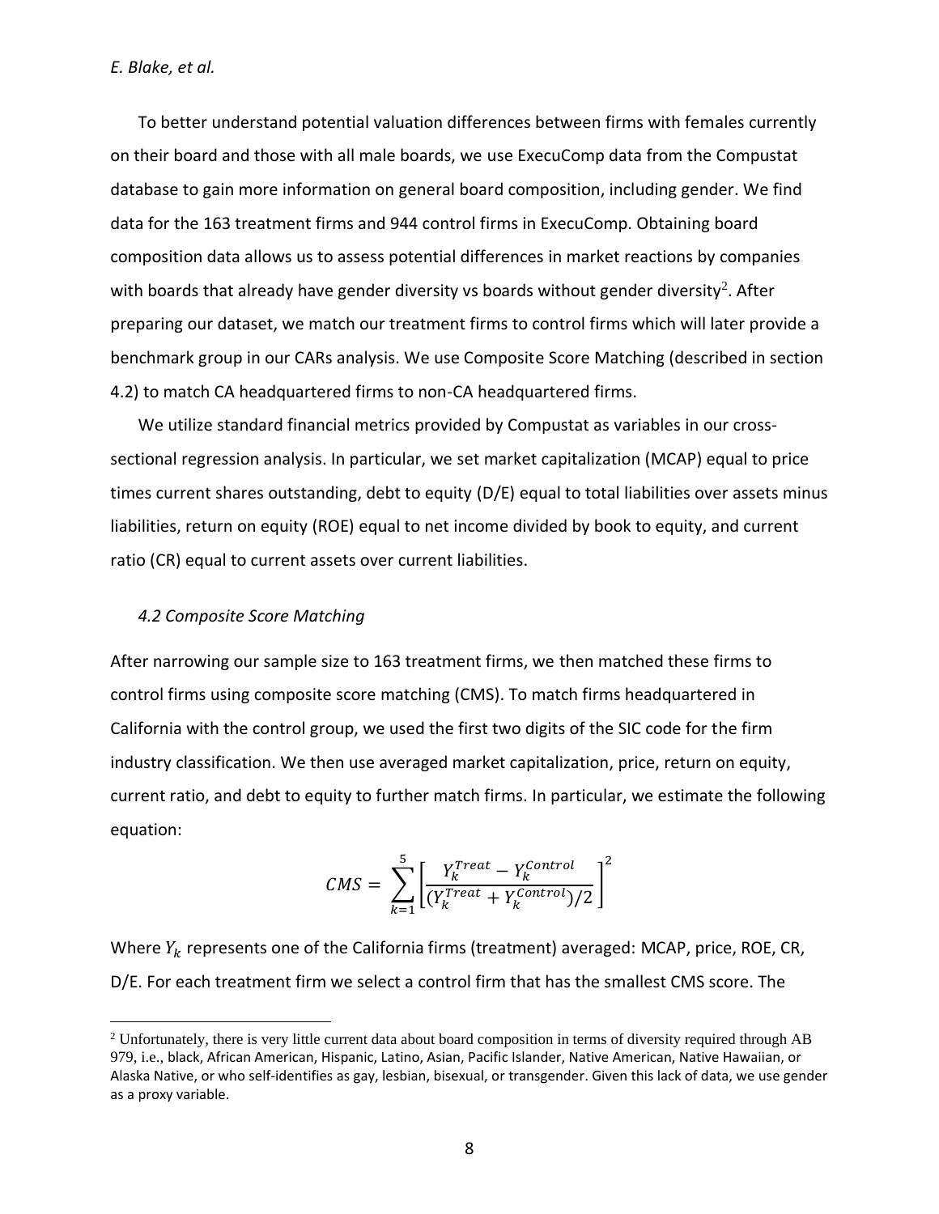To better understand potential valuation differences between firms with females currently on their board and those with all male boards, we use ExecuComp data from the Compustat database to gain more information on general board composition, including gender. We find data for the 163 treatment firms and 944 control firms in ExecuComp. Obtaining board composition data allows us to assess potential differences in market reactions by companies with boards that already have gender diversity vs boards without gender diversity[2]. After preparing our dataset, we match our treatment firms to control firms which will later provide a benchmark group in our CARs analysis. We use Composite Score Matching (described in section 4.2) to match CA headquartered firms to non-CA headquartered firms.

We utilize standard financial metrics provided by Compustat as variables in our cross-sectional regression analysis. In particular, we set market capitalization (MCAP) equal to price times current shares outstanding, debt to equity (D/E) equal to total liabilities over assets minus liabilities, return on equity (ROE) equal to net income divided by book to equity, and current ratio (CR) equal to current assets over current liabilities.

### *4.2 Composite Score Matching*

After narrowing our sample size to 163 treatment firms, we then matched these firms to control firms using composite score matching (CMS). To match firms headquartered in California with the control group, we used the first two digits of the SIC code for the firm industry classification. We then use averaged market capitalization, price, return on equity, current ratio, and debt to equity to further match firms. In particular, we estimate the following equation:

$$CMS = \sum_{k=1}^{5} \left[ \frac{Y_k^{Treat} - Y_k^{Control}}{(Y_k^{Treat} + Y_k^{Control})/2} \right]^2$$

Where $Y_k$ represents one of the California firms (treatment) averaged: MCAP, price, ROE, CR, D/E. For each treatment firm we select a control firm that has the smallest CMS score. The

[2] Unfortunately, there is very little current data about board composition in terms of diversity required through AB 979, i.e., black, African American, Hispanic, Latino, Asian, Pacific Islander, Native American, Native Hawaiian, or Alaska Native, or who self-identifies as gay, lesbian, bisexual, or transgender. Given this lack of data, we use gender as a proxy variable.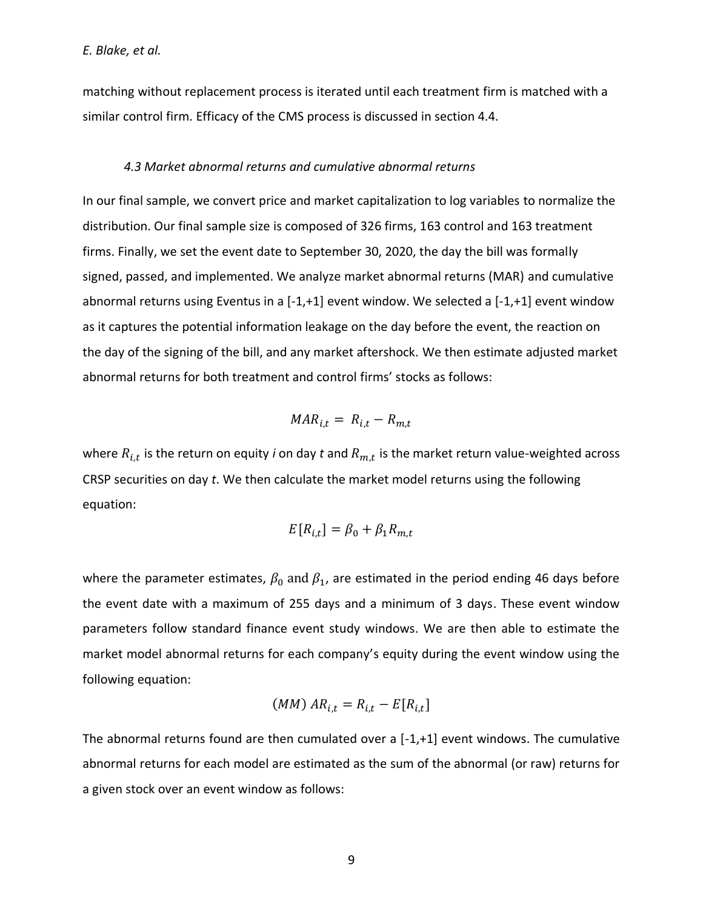matching without replacement process is iterated until each treatment firm is matched with a similar control firm. Efficacy of the CMS process is discussed in section 4.4.

### *4.3 Market abnormal returns and cumulative abnormal returns*

In our final sample, we convert price and market capitalization to log variables to normalize the distribution. Our final sample size is composed of 326 firms, 163 control and 163 treatment firms. Finally, we set the event date to September 30, 2020, the day the bill was formally signed, passed, and implemented. We analyze market abnormal returns (MAR) and cumulative abnormal returns using Eventus in a [-1,+1] event window. We selected a [-1,+1] event window as it captures the potential information leakage on the day before the event, the reaction on the day of the signing of the bill, and any market aftershock. We then estimate adjusted market abnormal returns for both treatment and control firms' stocks as follows:

$$MAR_{i,t} = R_{i,t} - R_{m,t}$$

where $R_{i,t}$ is the return on equity *i* on day *t* and $R_{m,t}$ is the market return value-weighted across CRSP securities on day *t*. We then calculate the market model returns using the following equation:

$$E[R_{i,t}] = \beta_0 + \beta_1 R_{m,t}$$

where the parameter estimates, $\beta_0$ and $\beta_1$, are estimated in the period ending 46 days before the event date with a maximum of 255 days and a minimum of 3 days. These event window parameters follow standard finance event study windows. We are then able to estimate the market model abnormal returns for each company's equity during the event window using the following equation:

$$(MM)\ AR_{i,t} = R_{i,t} - E[R_{i,t}]$$

The abnormal returns found are then cumulated over a [-1,+1] event windows. The cumulative abnormal returns for each model are estimated as the sum of the abnormal (or raw) returns for a given stock over an event window as follows: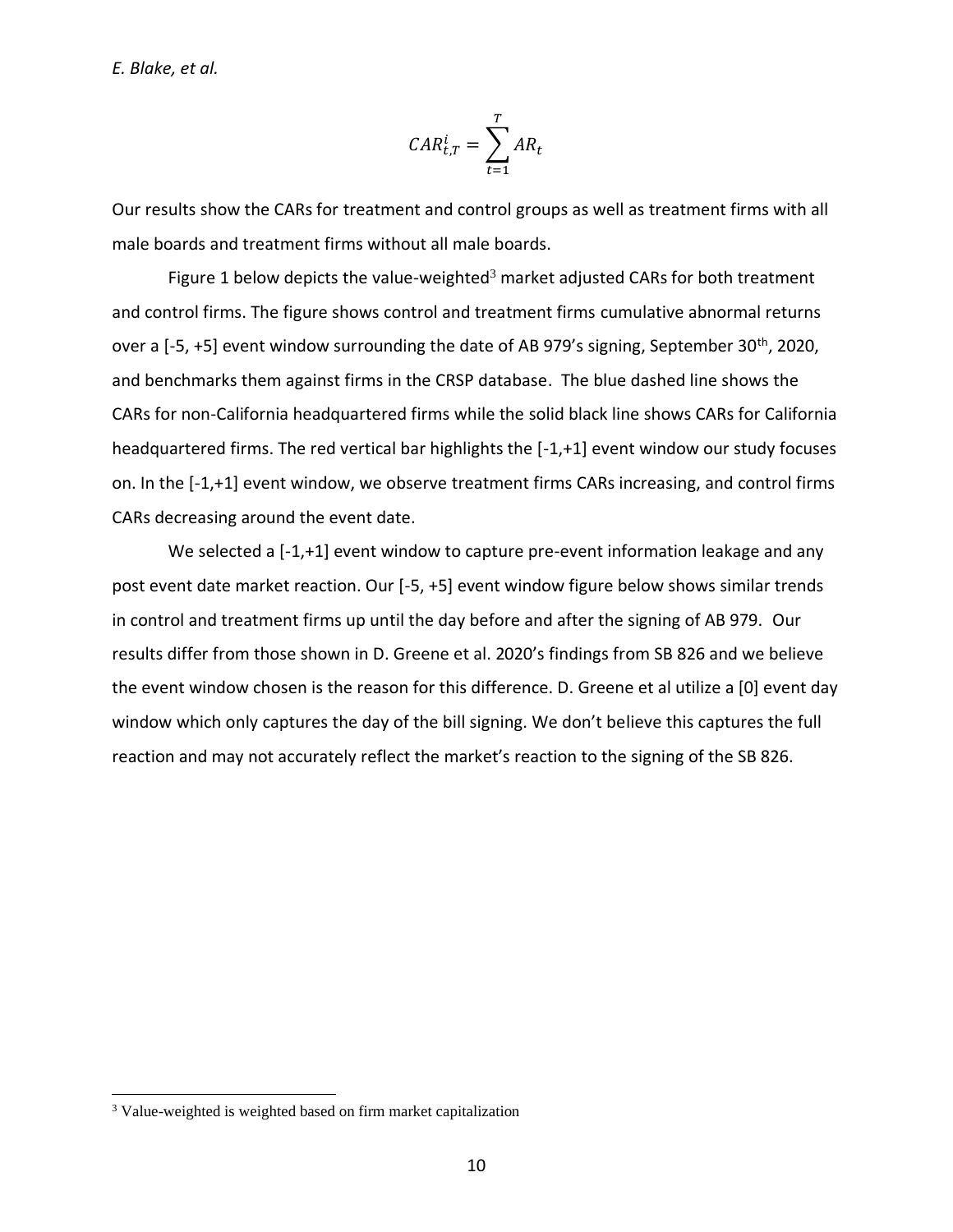$$CAR_{t,T}^{i} = \sum_{t=1}^{T} AR_t$$

Our results show the CARs for treatment and control groups as well as treatment firms with all male boards and treatment firms without all male boards.

Figure 1 below depicts the value-weighted[3] market adjusted CARs for both treatment and control firms. The figure shows control and treatment firms cumulative abnormal returns over a [-5, +5] event window surrounding the date of AB 979's signing, September 30th, 2020, and benchmarks them against firms in the CRSP database. The blue dashed line shows the CARs for non-California headquartered firms while the solid black line shows CARs for California headquartered firms. The red vertical bar highlights the [-1,+1] event window our study focuses on. In the [-1,+1] event window, we observe treatment firms CARs increasing, and control firms CARs decreasing around the event date.

We selected a [-1,+1] event window to capture pre-event information leakage and any post event date market reaction. Our [-5, +5] event window figure below shows similar trends in control and treatment firms up until the day before and after the signing of AB 979. Our results differ from those shown in D. Greene et al. 2020's findings from SB 826 and we believe the event window chosen is the reason for this difference. D. Greene et al utilize a [0] event day window which only captures the day of the bill signing. We don't believe this captures the full reaction and may not accurately reflect the market's reaction to the signing of the SB 826.

[3] Value-weighted is weighted based on firm market capitalization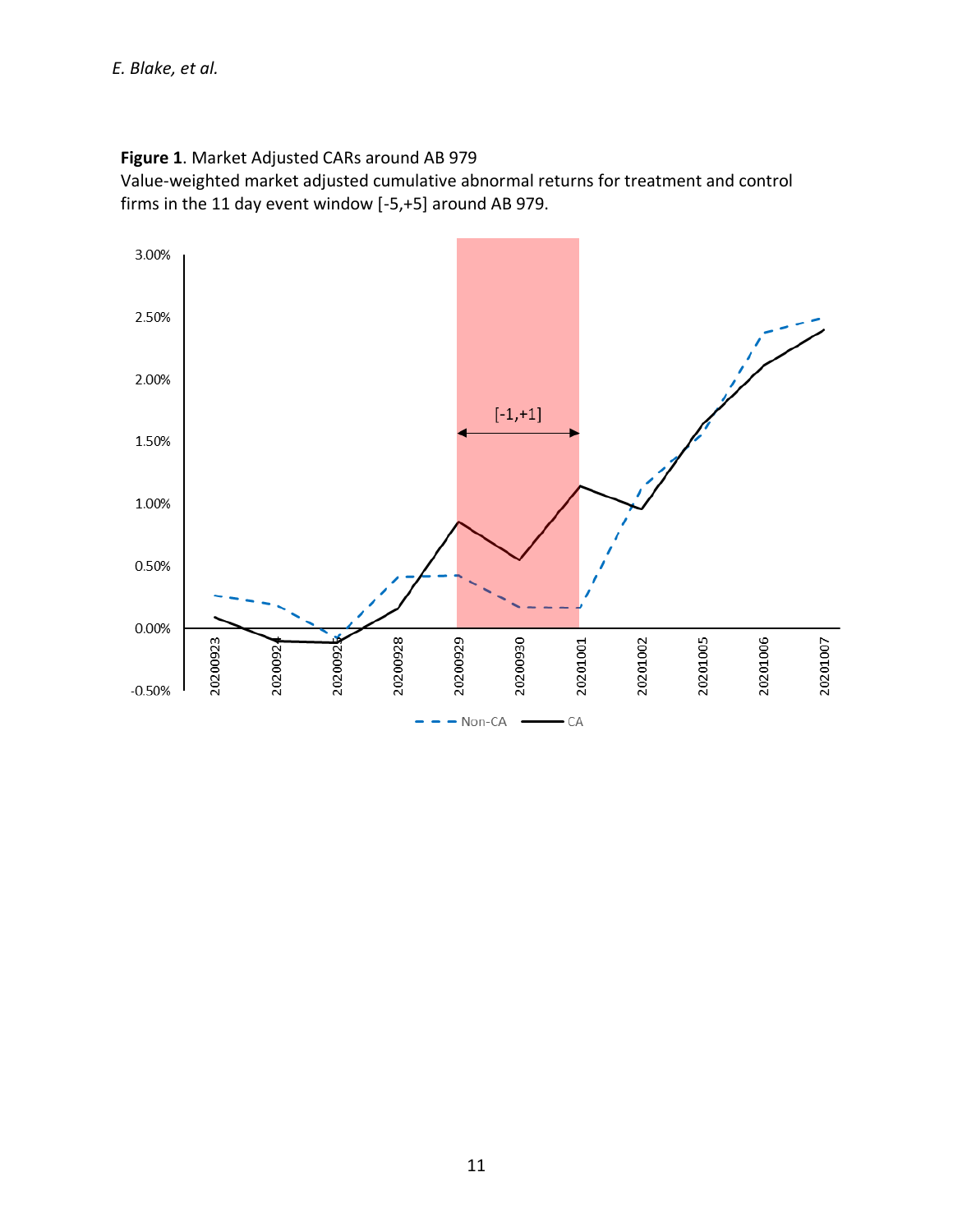**Figure 1**. Market Adjusted CARs around AB 979
Value-weighted market adjusted cumulative abnormal returns for treatment and control firms in the 11 day event window [-5,+5] around AB 979.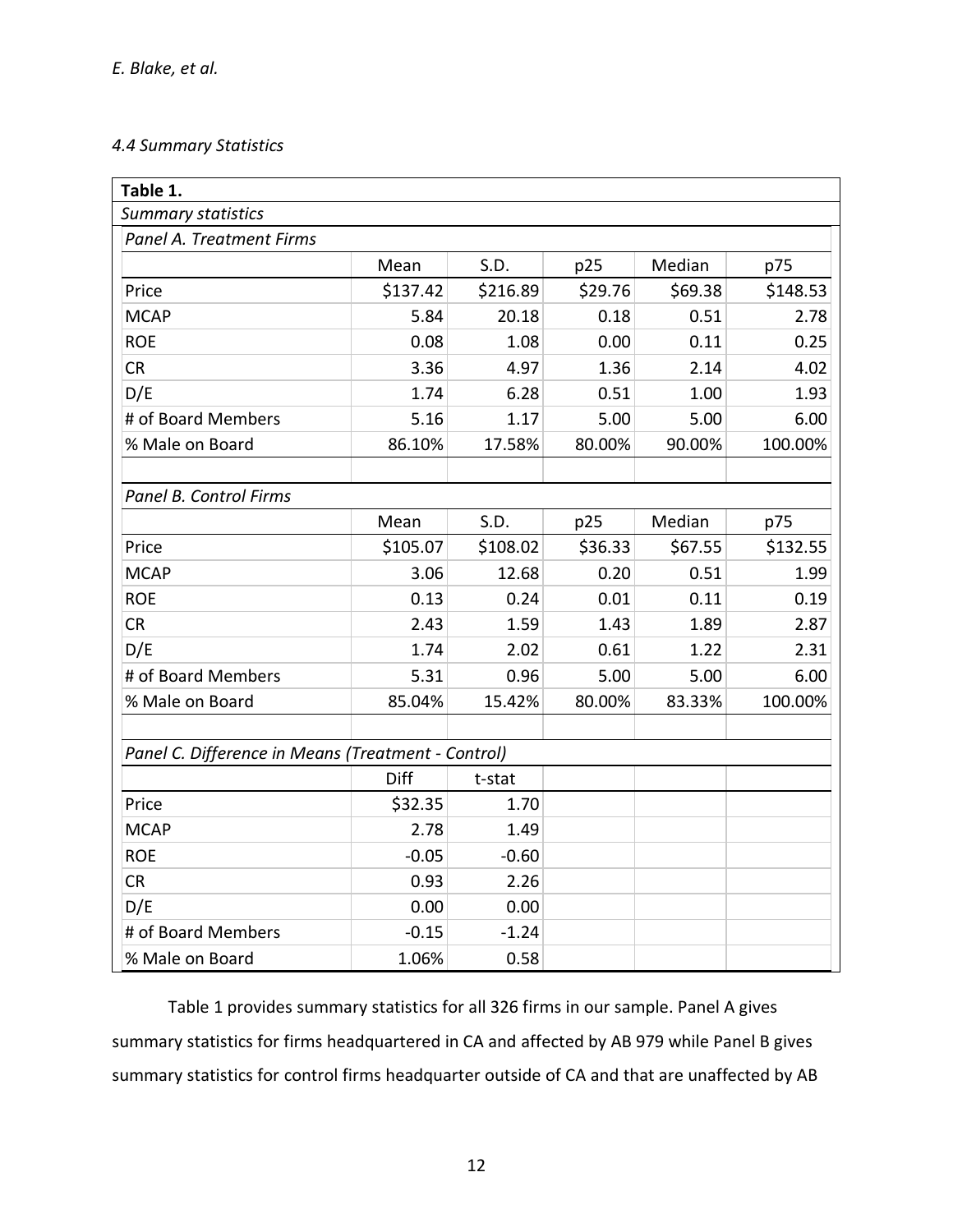### *4.4 Summary Statistics*

**Table 1.**

*Summary statistics*

| *Panel A. Treatment Firms* | | | | | |
|---|---|---|---|---|---|
| | Mean | S.D. | p25 | Median | p75 |
| Price | $137.42 | $216.89 | $29.76 | $69.38 | $148.53 |
| MCAP | 5.84 | 20.18 | 0.18 | 0.51 | 2.78 |
| ROE | 0.08 | 1.08 | 0.00 | 0.11 | 0.25 |
| CR | 3.36 | 4.97 | 1.36 | 2.14 | 4.02 |
| D/E | 1.74 | 6.28 | 0.51 | 1.00 | 1.93 |
| # of Board Members | 5.16 | 1.17 | 5.00 | 5.00 | 6.00 |
| % Male on Board | 86.10% | 17.58% | 80.00% | 90.00% | 100.00% |
| | | | | | |
| *Panel B. Control Firms* | | | | | |
| | Mean | S.D. | p25 | Median | p75 |
| Price | $105.07 | $108.02 | $36.33 | $67.55 | $132.55 |
| MCAP | 3.06 | 12.68 | 0.20 | 0.51 | 1.99 |
| ROE | 0.13 | 0.24 | 0.01 | 0.11 | 0.19 |
| CR | 2.43 | 1.59 | 1.43 | 1.89 | 2.87 |
| D/E | 1.74 | 2.02 | 0.61 | 1.22 | 2.31 |
| # of Board Members | 5.31 | 0.96 | 5.00 | 5.00 | 6.00 |
| % Male on Board | 85.04% | 15.42% | 80.00% | 83.33% | 100.00% |
| | | | | | |
| *Panel C. Difference in Means (Treatment - Control)* | | | | | |
| | Diff | t-stat | | | |
| Price | $32.35 | 1.70 | | | |
| MCAP | 2.78 | 1.49 | | | |
| ROE | -0.05 | -0.60 | | | |
| CR | 0.93 | 2.26 | | | |
| D/E | 0.00 | 0.00 | | | |
| # of Board Members | -0.15 | -1.24 | | | |
| % Male on Board | 1.06% | 0.58 | | | |

Table 1 provides summary statistics for all 326 firms in our sample. Panel A gives summary statistics for firms headquartered in CA and affected by AB 979 while Panel B gives summary statistics for control firms headquarter outside of CA and that are unaffected by AB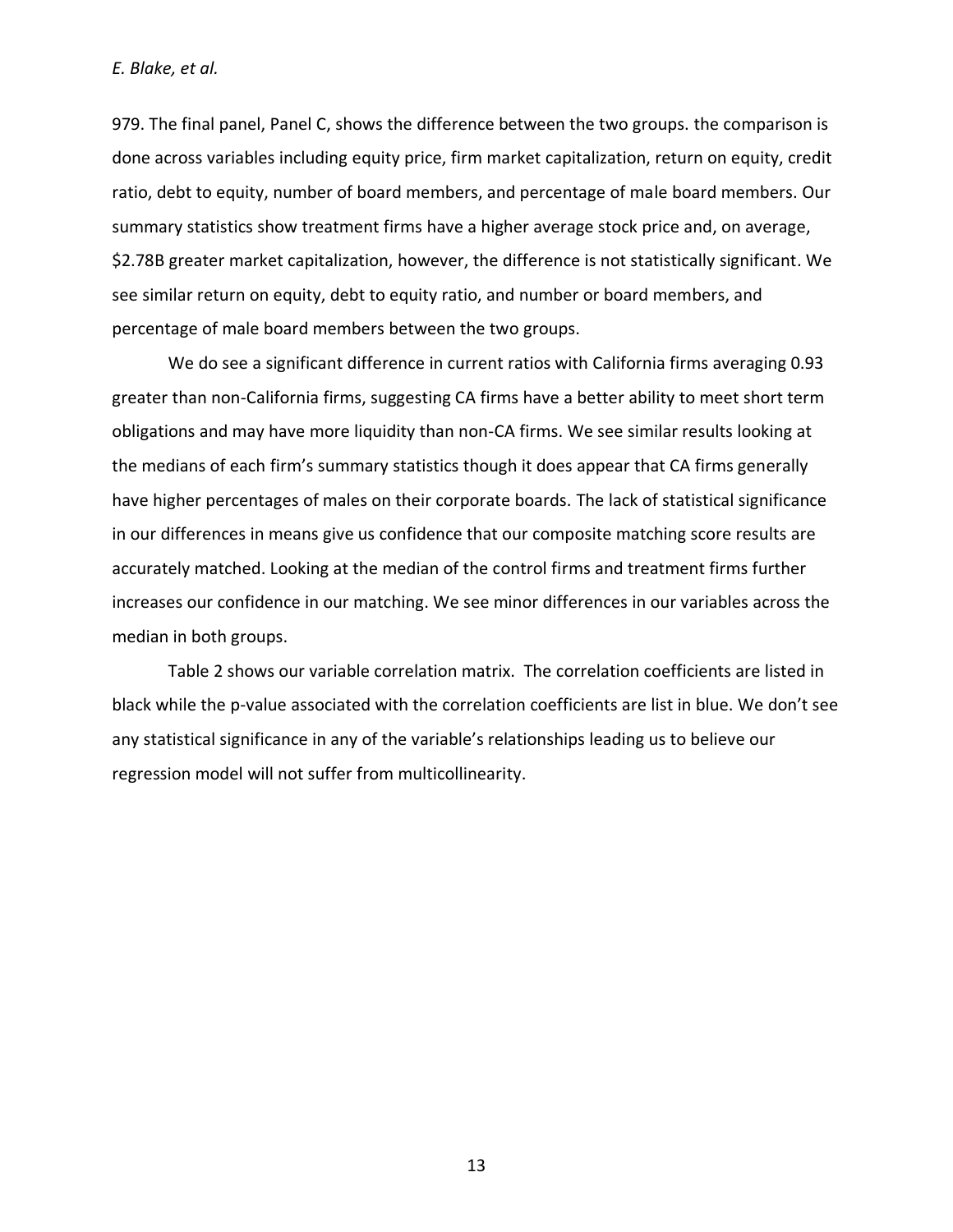979. The final panel, Panel C, shows the difference between the two groups. the comparison is done across variables including equity price, firm market capitalization, return on equity, credit ratio, debt to equity, number of board members, and percentage of male board members. Our summary statistics show treatment firms have a higher average stock price and, on average, $2.78B greater market capitalization, however, the difference is not statistically significant. We see similar return on equity, debt to equity ratio, and number or board members, and percentage of male board members between the two groups.

We do see a significant difference in current ratios with California firms averaging 0.93 greater than non-California firms, suggesting CA firms have a better ability to meet short term obligations and may have more liquidity than non-CA firms. We see similar results looking at the medians of each firm's summary statistics though it does appear that CA firms generally have higher percentages of males on their corporate boards. The lack of statistical significance in our differences in means give us confidence that our composite matching score results are accurately matched. Looking at the median of the control firms and treatment firms further increases our confidence in our matching. We see minor differences in our variables across the median in both groups.

Table 2 shows our variable correlation matrix. The correlation coefficients are listed in black while the p-value associated with the correlation coefficients are list in blue. We don't see any statistical significance in any of the variable's relationships leading us to believe our regression model will not suffer from multicollinearity.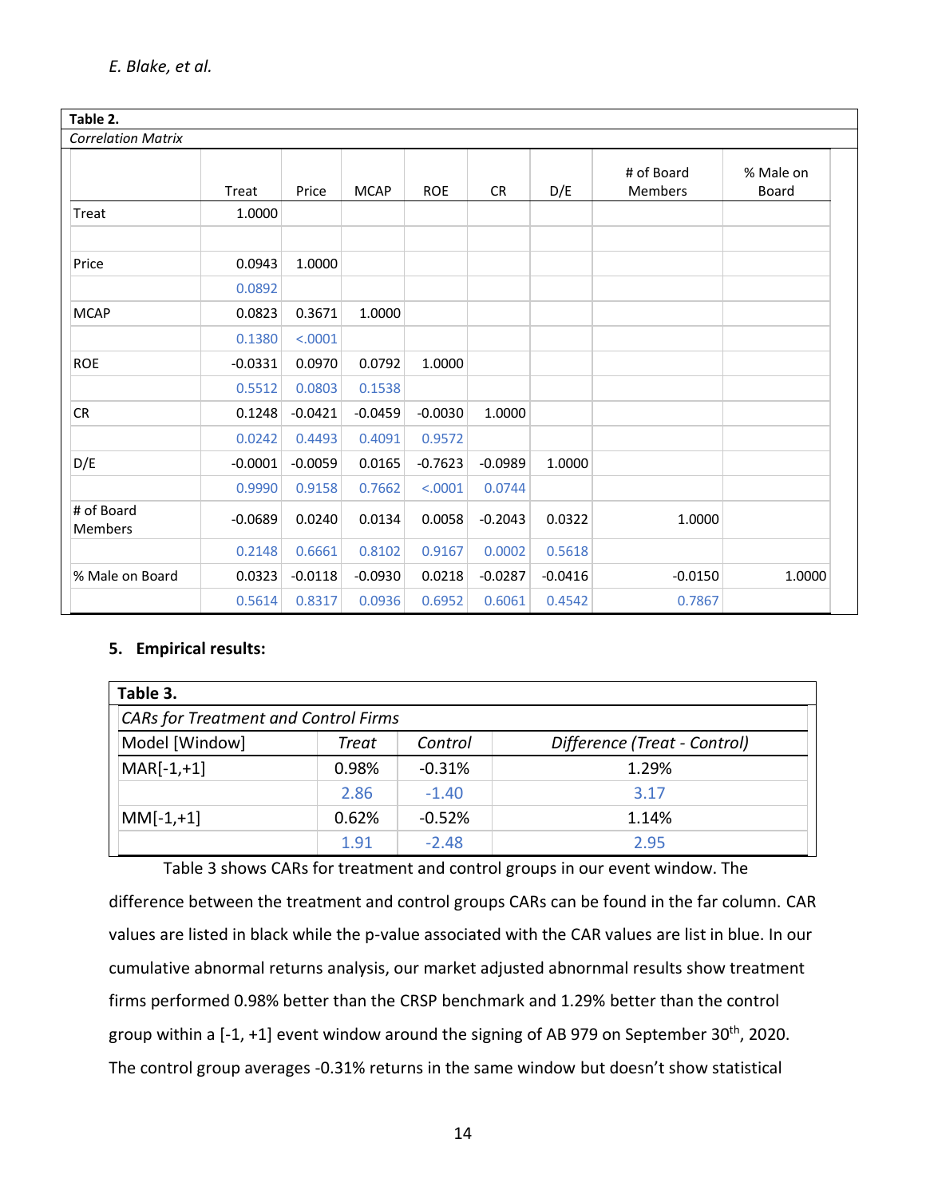| **Table 2.** | | | | | | | | |
|---|---|---|---|---|---|---|---|---|
| *Correlation Matrix* | | | | | | | | |
| | Treat | Price | MCAP | ROE | CR | D/E | # of Board Members | % Male on Board |
| Treat | 1.0000 | | | | | | | |
| | | | | | | | | |
| Price | 0.0943 | 1.0000 | | | | | | |
| | 0.0892 | | | | | | | |
| MCAP | 0.0823 | 0.3671 | 1.0000 | | | | | |
| | 0.1380 | <.0001 | | | | | | |
| ROE | -0.0331 | 0.0970 | 0.0792 | 1.0000 | | | | |
| | 0.5512 | 0.0803 | 0.1538 | | | | | |
| CR | 0.1248 | -0.0421 | -0.0459 | -0.0030 | 1.0000 | | | |
| | 0.0242 | 0.4493 | 0.4091 | 0.9572 | | | | |
| D/E | -0.0001 | -0.0059 | 0.0165 | -0.7623 | -0.0989 | 1.0000 | | |
| | 0.9990 | 0.9158 | 0.7662 | <.0001 | 0.0744 | | | |
| # of Board Members | -0.0689 | 0.0240 | 0.0134 | 0.0058 | -0.2043 | 0.0322 | 1.0000 | |
| | 0.2148 | 0.6661 | 0.8102 | 0.9167 | 0.0002 | 0.5618 | | |
| % Male on Board | 0.0323 | -0.0118 | -0.0930 | 0.0218 | -0.0287 | -0.0416 | -0.0150 | 1.0000 |
| | 0.5614 | 0.8317 | 0.0936 | 0.6952 | 0.6061 | 0.4542 | 0.7867 | |

## 5. Empirical results:

| **Table 3.** | | | |
|---|---|---|---|
| *CARs for Treatment and Control Firms* | | | |
| Model [Window] | *Treat* | *Control* | *Difference (Treat - Control)* |
| MAR[-1,+1] | 0.98% | -0.31% | 1.29% |
| | 2.86 | -1.40 | 3.17 |
| MM[-1,+1] | 0.62% | -0.52% | 1.14% |
| | 1.91 | -2.48 | 2.95 |

Table 3 shows CARs for treatment and control groups in our event window. The difference between the treatment and control groups CARs can be found in the far column. CAR values are listed in black while the p-value associated with the CAR values are list in blue. In our cumulative abnormal returns analysis, our market adjusted abnornmal results show treatment firms performed 0.98% better than the CRSP benchmark and 1.29% better than the control group within a [-1, +1] event window around the signing of AB 979 on September 30th, 2020. The control group averages -0.31% returns in the same window but doesn't show statistical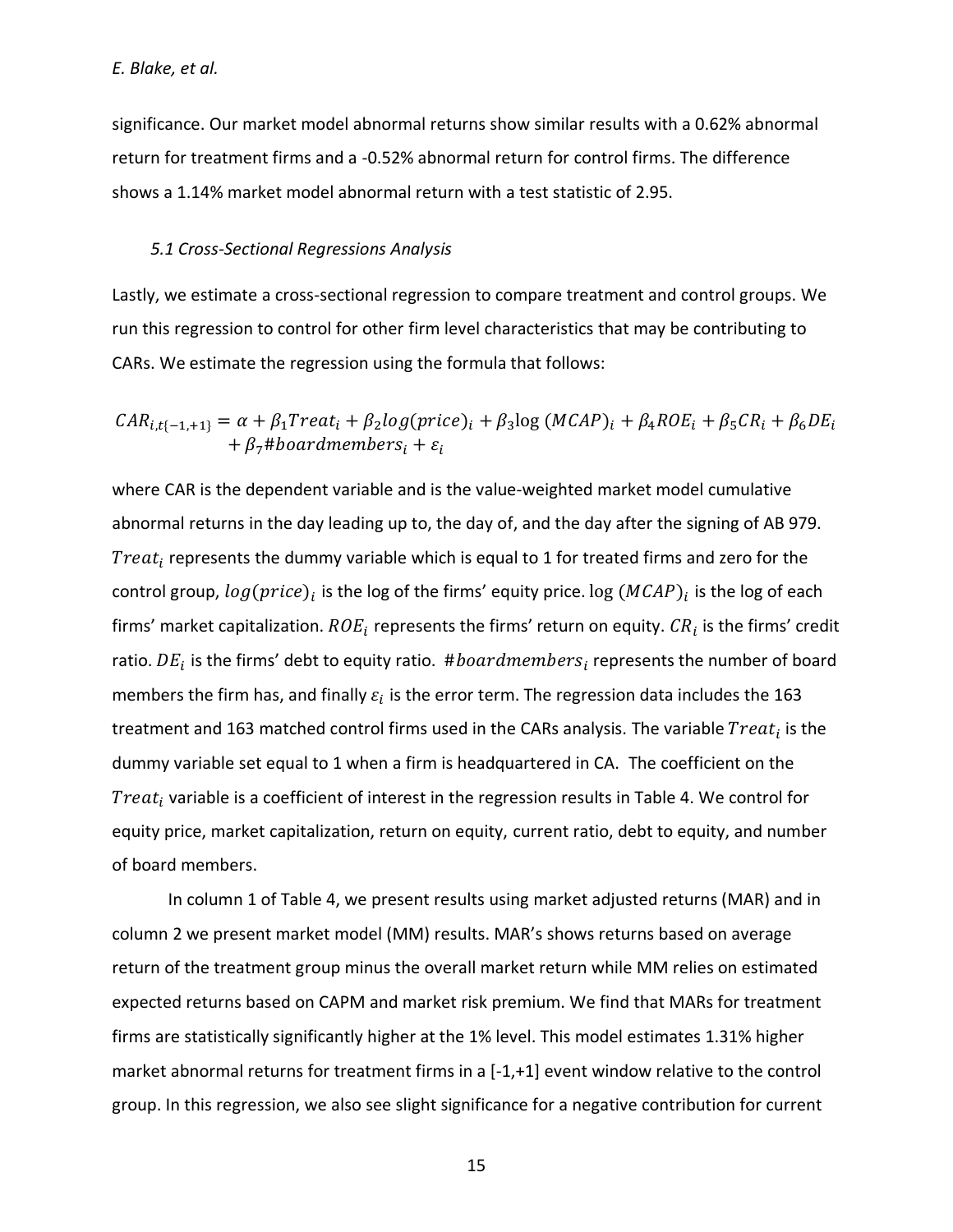significance. Our market model abnormal returns show similar results with a 0.62% abnormal return for treatment firms and a -0.52% abnormal return for control firms. The difference shows a 1.14% market model abnormal return with a test statistic of 2.95.

### *5.1 Cross-Sectional Regressions Analysis*

Lastly, we estimate a cross-sectional regression to compare treatment and control groups. We run this regression to control for other firm level characteristics that may be contributing to CARs. We estimate the regression using the formula that follows:

$$CAR_{i,t\{-1,+1\}} = \alpha + \beta_1 Treat_i + \beta_2 log(price)_i + \beta_3 \log(MCAP)_i + \beta_4 ROE_i + \beta_5 CR_i + \beta_6 DE_i + \beta_7 \#boardmembers_i + \varepsilon_i$$

where CAR is the dependent variable and is the value-weighted market model cumulative abnormal returns in the day leading up to, the day of, and the day after the signing of AB 979. $Treat_i$ represents the dummy variable which is equal to 1 for treated firms and zero for the control group, $log(price)_i$ is the log of the firms' equity price. $\log(MCAP)_i$ is the log of each firms' market capitalization. $ROE_i$ represents the firms' return on equity. $CR_i$ is the firms' credit ratio. $DE_i$ is the firms' debt to equity ratio. $\#boardmembers_i$ represents the number of board members the firm has, and finally $\varepsilon_i$ is the error term. The regression data includes the 163 treatment and 163 matched control firms used in the CARs analysis. The variable $Treat_i$ is the dummy variable set equal to 1 when a firm is headquartered in CA. The coefficient on the $Treat_i$ variable is a coefficient of interest in the regression results in Table 4. We control for equity price, market capitalization, return on equity, current ratio, debt to equity, and number of board members.

In column 1 of Table 4, we present results using market adjusted returns (MAR) and in column 2 we present market model (MM) results. MAR's shows returns based on average return of the treatment group minus the overall market return while MM relies on estimated expected returns based on CAPM and market risk premium. We find that MARs for treatment firms are statistically significantly higher at the 1% level. This model estimates 1.31% higher market abnormal returns for treatment firms in a [-1,+1] event window relative to the control group. In this regression, we also see slight significance for a negative contribution for current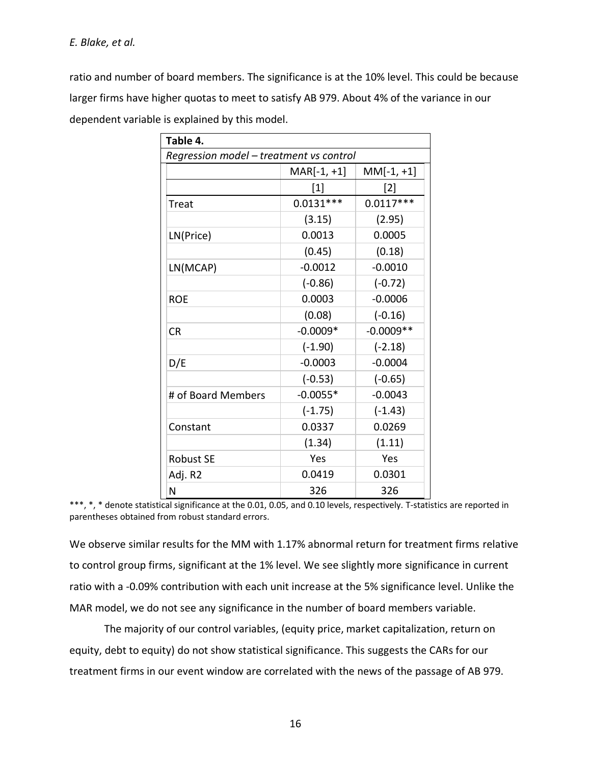ratio and number of board members. The significance is at the 10% level. This could be because larger firms have higher quotas to meet to satisfy AB 979. About 4% of the variance in our dependent variable is explained by this model.

**Table 4.**

*Regression model – treatment vs control*

| | MAR[-1, +1] | MM[-1, +1] |
|---|---|---|
| | [1] | [2] |
| Treat | 0.0131*** | 0.0117*** |
| | (3.15) | (2.95) |
| LN(Price) | 0.0013 | 0.0005 |
| | (0.45) | (0.18) |
| LN(MCAP) | -0.0012 | -0.0010 |
| | (-0.86) | (-0.72) |
| ROE | 0.0003 | -0.0006 |
| | (0.08) | (-0.16) |
| CR | -0.0009* | -0.0009** |
| | (-1.90) | (-2.18) |
| D/E | -0.0003 | -0.0004 |
| | (-0.53) | (-0.65) |
| # of Board Members | -0.0055* | -0.0043 |
| | (-1.75) | (-1.43) |
| Constant | 0.0337 | 0.0269 |
| | (1.34) | (1.11) |
| Robust SE | Yes | Yes |
| Adj. R2 | 0.0419 | 0.0301 |
| N | 326 | 326 |

***, *, * denote statistical significance at the 0.01, 0.05, and 0.10 levels, respectively. T-statistics are reported in parentheses obtained from robust standard errors.

We observe similar results for the MM with 1.17% abnormal return for treatment firms relative to control group firms, significant at the 1% level. We see slightly more significance in current ratio with a -0.09% contribution with each unit increase at the 5% significance level. Unlike the MAR model, we do not see any significance in the number of board members variable.

The majority of our control variables, (equity price, market capitalization, return on equity, debt to equity) do not show statistical significance. This suggests the CARs for our treatment firms in our event window are correlated with the news of the passage of AB 979.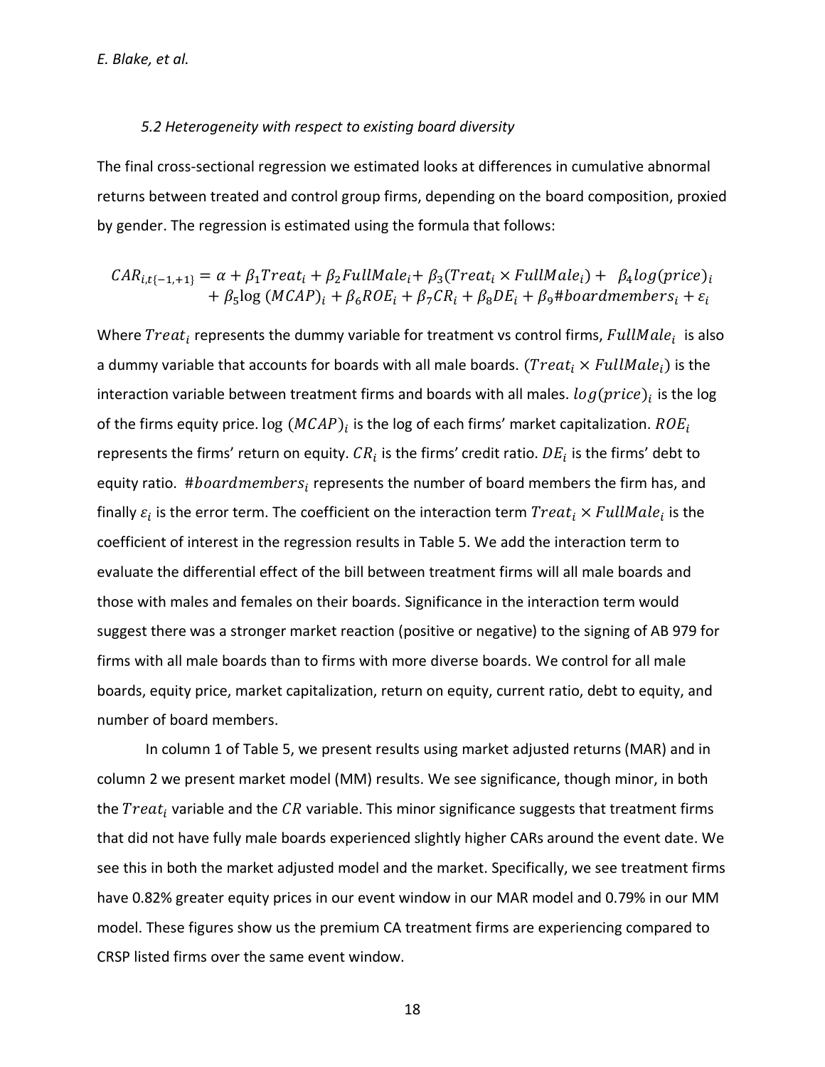### 5.2 Heterogeneity with respect to existing board diversity

The final cross-sectional regression we estimated looks at differences in cumulative abnormal returns between treated and control group firms, depending on the board composition, proxied by gender. The regression is estimated using the formula that follows:

$$CAR_{i,t\{-1,+1\}} = \alpha + \beta_1 Treat_i + \beta_2 FullMale_i + \beta_3(Treat_i \times FullMale_i) + \beta_4 log(price)_i + \beta_5 \log(MCAP)_i + \beta_6 ROE_i + \beta_7 CR_i + \beta_8 DE_i + \beta_9 \#boardmembers_i + \varepsilon_i$$

Where $Treat_i$ represents the dummy variable for treatment vs control firms, $FullMale_i$ is also a dummy variable that accounts for boards with all male boards. $(Treat_i \times FullMale_i)$ is the interaction variable between treatment firms and boards with all males. $log(price)_i$ is the log of the firms equity price. $\log(MCAP)_i$ is the log of each firms' market capitalization. $ROE_i$ represents the firms' return on equity. $CR_i$ is the firms' credit ratio. $DE_i$ is the firms' debt to equity ratio. $\#boardmembers_i$ represents the number of board members the firm has, and finally $\varepsilon_i$ is the error term. The coefficient on the interaction term $Treat_i \times FullMale_i$ is the coefficient of interest in the regression results in Table 5. We add the interaction term to evaluate the differential effect of the bill between treatment firms will all male boards and those with males and females on their boards. Significance in the interaction term would suggest there was a stronger market reaction (positive or negative) to the signing of AB 979 for firms with all male boards than to firms with more diverse boards. We control for all male boards, equity price, market capitalization, return on equity, current ratio, debt to equity, and number of board members.

In column 1 of Table 5, we present results using market adjusted returns (MAR) and in column 2 we present market model (MM) results. We see significance, though minor, in both the $Treat_i$ variable and the $CR$ variable. This minor significance suggests that treatment firms that did not have fully male boards experienced slightly higher CARs around the event date. We see this in both the market adjusted model and the market. Specifically, we see treatment firms have 0.82% greater equity prices in our event window in our MAR model and 0.79% in our MM model. These figures show us the premium CA treatment firms are experiencing compared to CRSP listed firms over the same event window.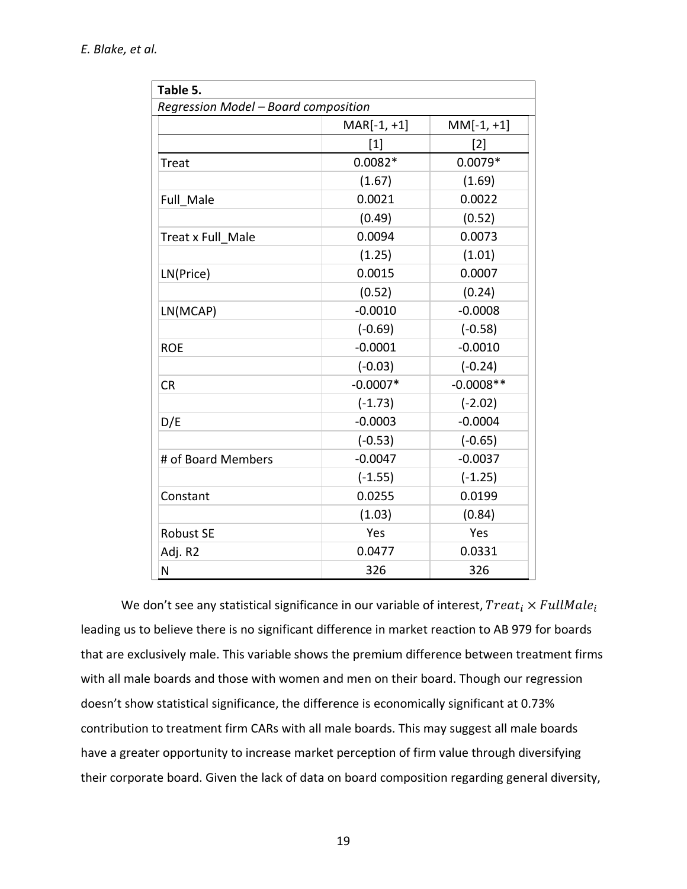**Table 5.**

*Regression Model – Board composition*

| | MAR[-1, +1] | MM[-1, +1] |
|---|---|---|
| | [1] | [2] |
| Treat | 0.0082* | 0.0079* |
| | (1.67) | (1.69) |
| Full_Male | 0.0021 | 0.0022 |
| | (0.49) | (0.52) |
| Treat x Full_Male | 0.0094 | 0.0073 |
| | (1.25) | (1.01) |
| LN(Price) | 0.0015 | 0.0007 |
| | (0.52) | (0.24) |
| LN(MCAP) | -0.0010 | -0.0008 |
| | (-0.69) | (-0.58) |
| ROE | -0.0001 | -0.0010 |
| | (-0.03) | (-0.24) |
| CR | -0.0007* | -0.0008** |
| | (-1.73) | (-2.02) |
| D/E | -0.0003 | -0.0004 |
| | (-0.53) | (-0.65) |
| # of Board Members | -0.0047 | -0.0037 |
| | (-1.55) | (-1.25) |
| Constant | 0.0255 | 0.0199 |
| | (1.03) | (0.84) |
| Robust SE | Yes | Yes |
| Adj. R2 | 0.0477 | 0.0331 |
| N | 326 | 326 |

We don't see any statistical significance in our variable of interest, $Treat_i \times FullMale_i$ leading us to believe there is no significant difference in market reaction to AB 979 for boards that are exclusively male. This variable shows the premium difference between treatment firms with all male boards and those with women and men on their board. Though our regression doesn't show statistical significance, the difference is economically significant at 0.73% contribution to treatment firm CARs with all male boards. This may suggest all male boards have a greater opportunity to increase market perception of firm value through diversifying their corporate board. Given the lack of data on board composition regarding general diversity,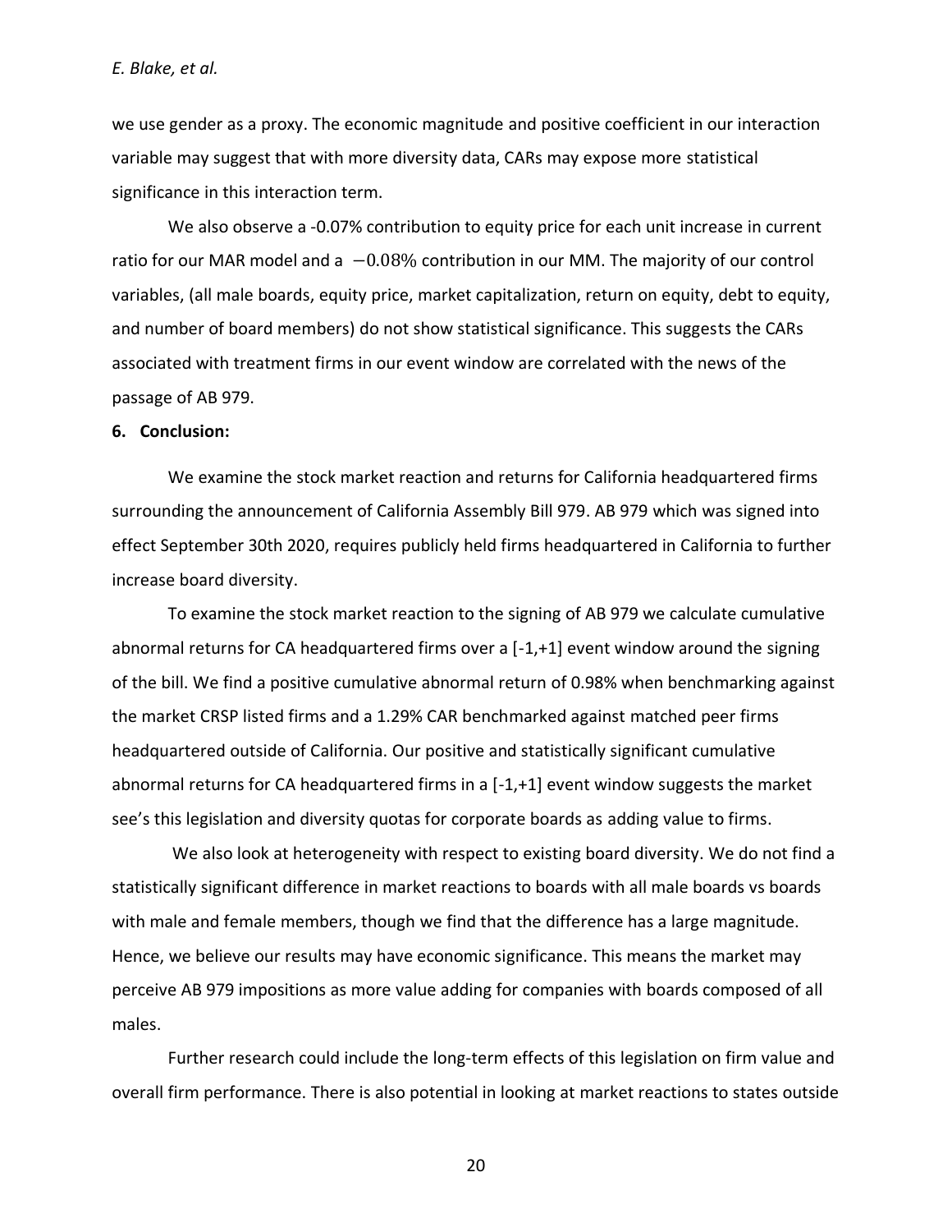we use gender as a proxy. The economic magnitude and positive coefficient in our interaction variable may suggest that with more diversity data, CARs may expose more statistical significance in this interaction term.

We also observe a -0.07% contribution to equity price for each unit increase in current ratio for our MAR model and a $-0.08\%$ contribution in our MM. The majority of our control variables, (all male boards, equity price, market capitalization, return on equity, debt to equity, and number of board members) do not show statistical significance. This suggests the CARs associated with treatment firms in our event window are correlated with the news of the passage of AB 979.

## 6. Conclusion:

We examine the stock market reaction and returns for California headquartered firms surrounding the announcement of California Assembly Bill 979. AB 979 which was signed into effect September 30th 2020, requires publicly held firms headquartered in California to further increase board diversity.

To examine the stock market reaction to the signing of AB 979 we calculate cumulative abnormal returns for CA headquartered firms over a [-1,+1] event window around the signing of the bill. We find a positive cumulative abnormal return of 0.98% when benchmarking against the market CRSP listed firms and a 1.29% CAR benchmarked against matched peer firms headquartered outside of California. Our positive and statistically significant cumulative abnormal returns for CA headquartered firms in a [-1,+1] event window suggests the market see's this legislation and diversity quotas for corporate boards as adding value to firms.

We also look at heterogeneity with respect to existing board diversity. We do not find a statistically significant difference in market reactions to boards with all male boards vs boards with male and female members, though we find that the difference has a large magnitude. Hence, we believe our results may have economic significance. This means the market may perceive AB 979 impositions as more value adding for companies with boards composed of all males.

Further research could include the long-term effects of this legislation on firm value and overall firm performance. There is also potential in looking at market reactions to states outside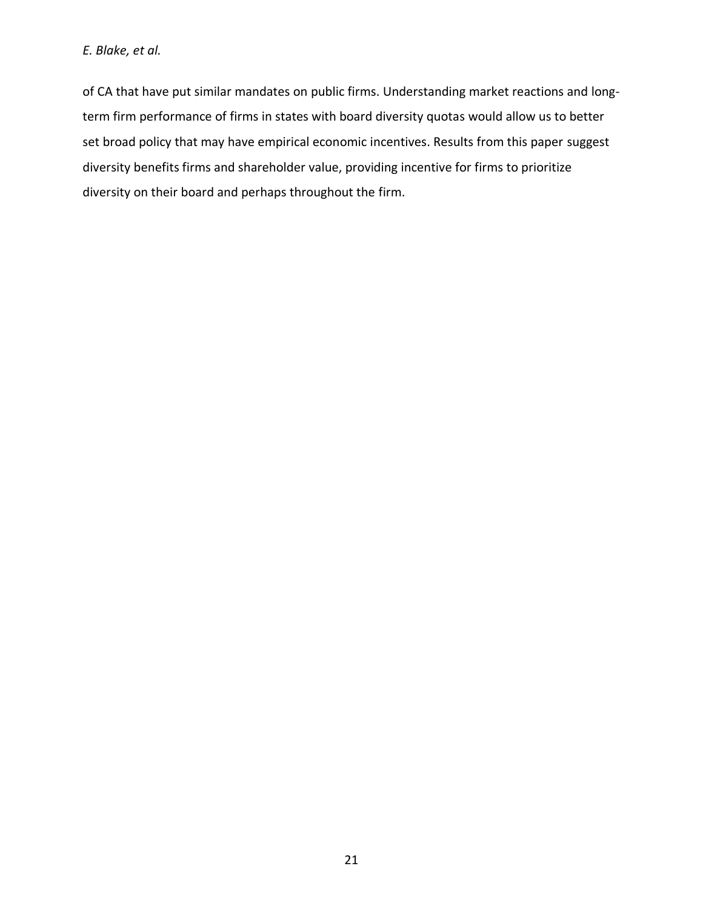of CA that have put similar mandates on public firms. Understanding market reactions and long-term firm performance of firms in states with board diversity quotas would allow us to better set broad policy that may have empirical economic incentives. Results from this paper suggest diversity benefits firms and shareholder value, providing incentive for firms to prioritize diversity on their board and perhaps throughout the firm.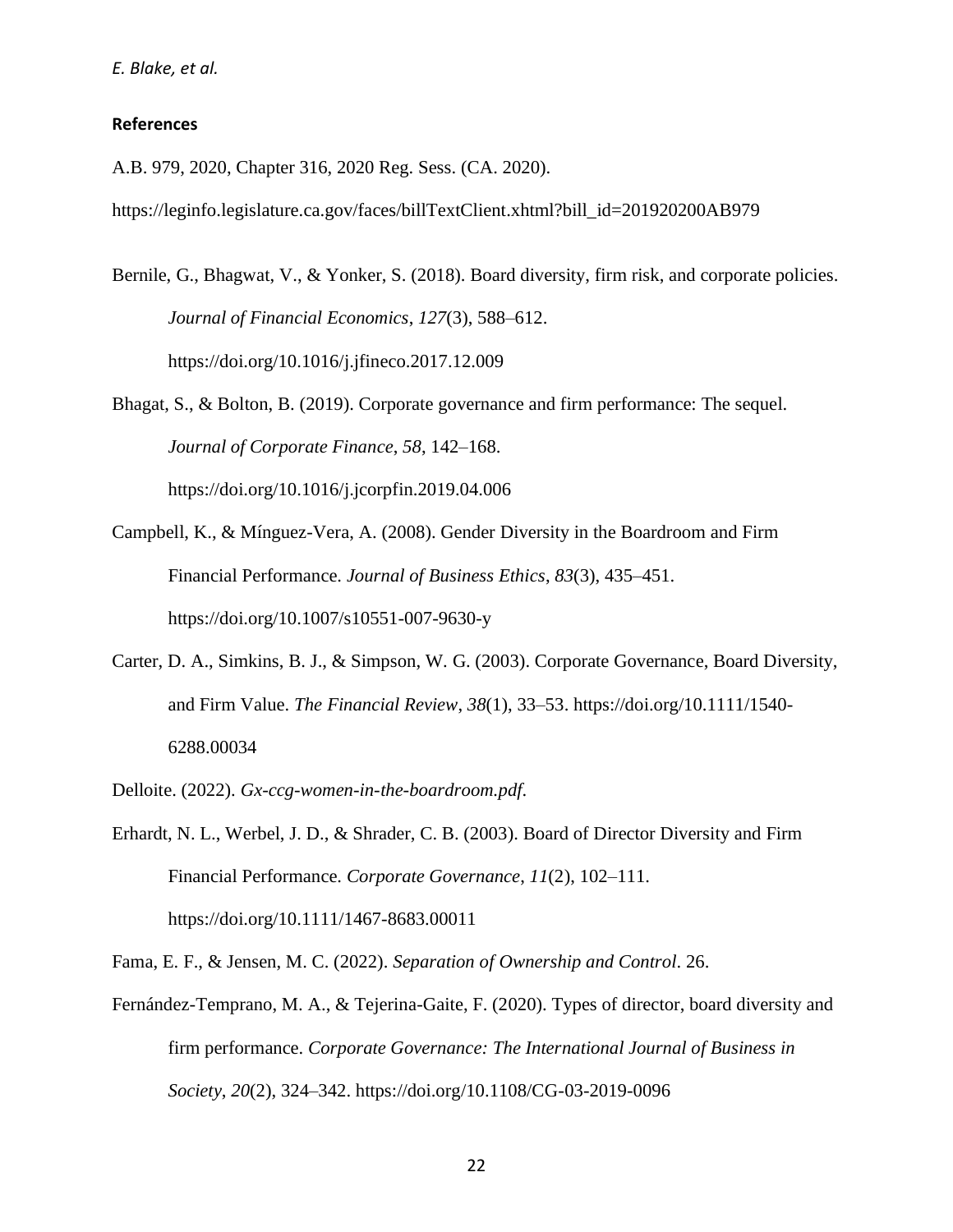## References

A.B. 979, 2020, Chapter 316, 2020 Reg. Sess. (CA. 2020).

https://leginfo.legislature.ca.gov/faces/billTextClient.xhtml?bill_id=201920200AB979

Bernile, G., Bhagwat, V., & Yonker, S. (2018). Board diversity, firm risk, and corporate policies. *Journal of Financial Economics*, *127*(3), 588–612. https://doi.org/10.1016/j.jfineco.2017.12.009

Bhagat, S., & Bolton, B. (2019). Corporate governance and firm performance: The sequel. *Journal of Corporate Finance*, *58*, 142–168. https://doi.org/10.1016/j.jcorpfin.2019.04.006

Campbell, K., & Mínguez-Vera, A. (2008). Gender Diversity in the Boardroom and Firm Financial Performance. *Journal of Business Ethics*, *83*(3), 435–451. https://doi.org/10.1007/s10551-007-9630-y

Carter, D. A., Simkins, B. J., & Simpson, W. G. (2003). Corporate Governance, Board Diversity, and Firm Value. *The Financial Review*, *38*(1), 33–53. https://doi.org/10.1111/1540-6288.00034

Delloite. (2022). *Gx-ccg-women-in-the-boardroom.pdf*.

Erhardt, N. L., Werbel, J. D., & Shrader, C. B. (2003). Board of Director Diversity and Firm Financial Performance. *Corporate Governance*, *11*(2), 102–111. https://doi.org/10.1111/1467-8683.00011

Fama, E. F., & Jensen, M. C. (2022). *Separation of Ownership and Control*. 26.

Fernández-Temprano, M. A., & Tejerina-Gaite, F. (2020). Types of director, board diversity and firm performance. *Corporate Governance: The International Journal of Business in Society*, *20*(2), 324–342. https://doi.org/10.1108/CG-03-2019-0096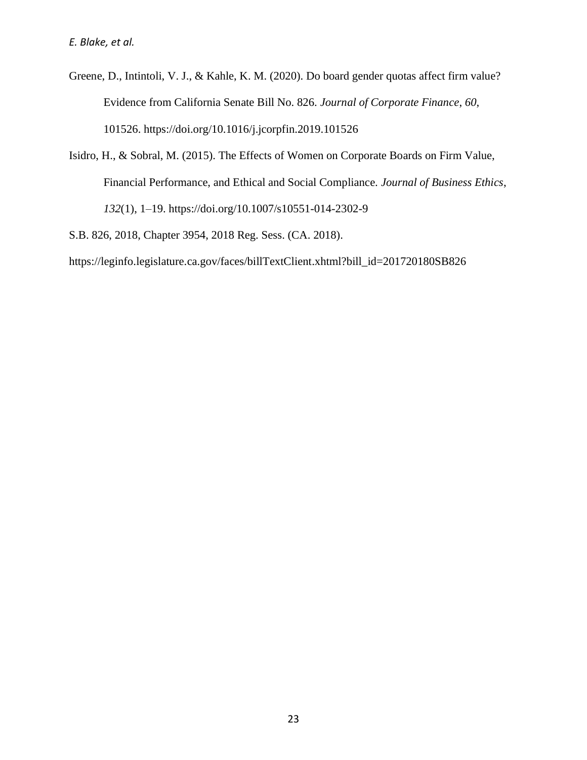Greene, D., Intintoli, V. J., & Kahle, K. M. (2020). Do board gender quotas affect firm value? Evidence from California Senate Bill No. 826. *Journal of Corporate Finance*, *60*, 101526. https://doi.org/10.1016/j.jcorpfin.2019.101526

Isidro, H., & Sobral, M. (2015). The Effects of Women on Corporate Boards on Firm Value, Financial Performance, and Ethical and Social Compliance. *Journal of Business Ethics*, *132*(1), 1–19. https://doi.org/10.1007/s10551-014-2302-9

S.B. 826, 2018, Chapter 3954, 2018 Reg. Sess. (CA. 2018).

https://leginfo.legislature.ca.gov/faces/billTextClient.xhtml?bill_id=201720180SB826